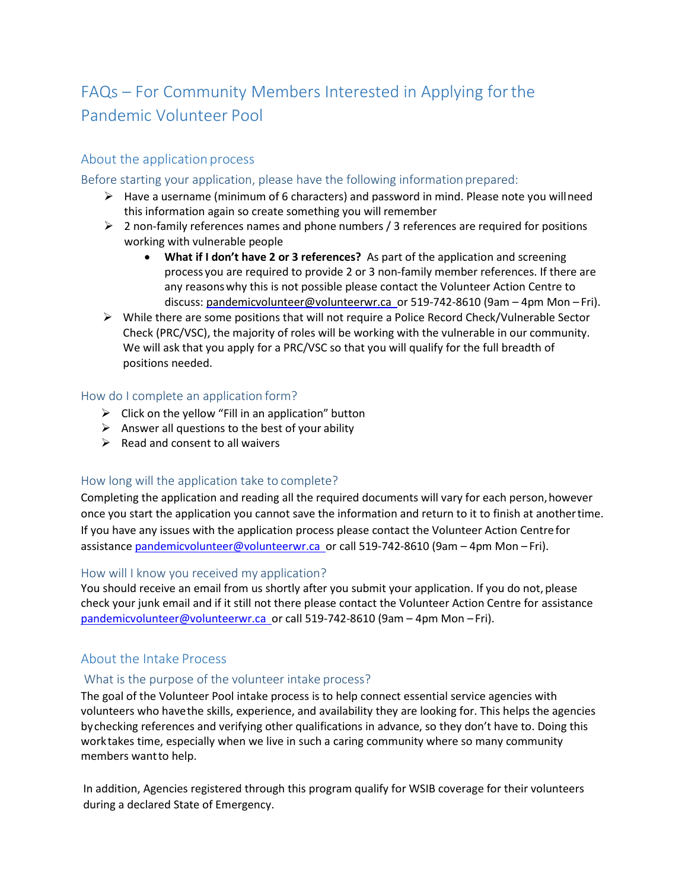# FAQs – For Community Members Interested in Applying for the Pandemic Volunteer Pool

## About the application process

### Before starting your application, please have the following information prepared:

- Have a username (minimum of 6 characters) and password in mind. Please note you will need this information again so create something you will remember
- 2 non-family references names and phone numbers / 3 references are required for positions working with vulnerable people
    - **What if I don't have 2 or 3 references?** As part of the application and screening process you are required to provide 2 or 3 non-family member references. If there are any reasons why this is not possible please contact the Volunteer Action Centre to discuss: pandemicvolunteer@volunteerwr.ca or 519-742-8610 (9am – 4pm Mon – Fri).
- While there are some positions that will not require a Police Record Check/Vulnerable Sector Check (PRC/VSC), the majority of roles will be working with the vulnerable in our community. We will ask that you apply for a PRC/VSC so that you will qualify for the full breadth of positions needed.

### How do I complete an application form?

- Click on the yellow "Fill in an application" button
- Answer all questions to the best of your ability
- Read and consent to all waivers

### How long will the application take to complete?

Completing the application and reading all the required documents will vary for each person, however once you start the application you cannot save the information and return to it to finish at another time. If you have any issues with the application process please contact the Volunteer Action Centre for assistance pandemicvolunteer@volunteerwr.ca or call 519-742-8610 (9am – 4pm Mon – Fri).

### How will I know you received my application?

You should receive an email from us shortly after you submit your application. If you do not, please check your junk email and if it still not there please contact the Volunteer Action Centre for assistance pandemicvolunteer@volunteerwr.ca or call 519-742-8610 (9am – 4pm Mon – Fri).

## About the Intake Process

### What is the purpose of the volunteer intake process?

The goal of the Volunteer Pool intake process is to help connect essential service agencies with volunteers who have the skills, experience, and availability they are looking for. This helps the agencies by checking references and verifying other qualifications in advance, so they don't have to. Doing this work takes time, especially when we live in such a caring community where so many community members want to help.

In addition, Agencies registered through this program qualify for WSIB coverage for their volunteers during a declared State of Emergency.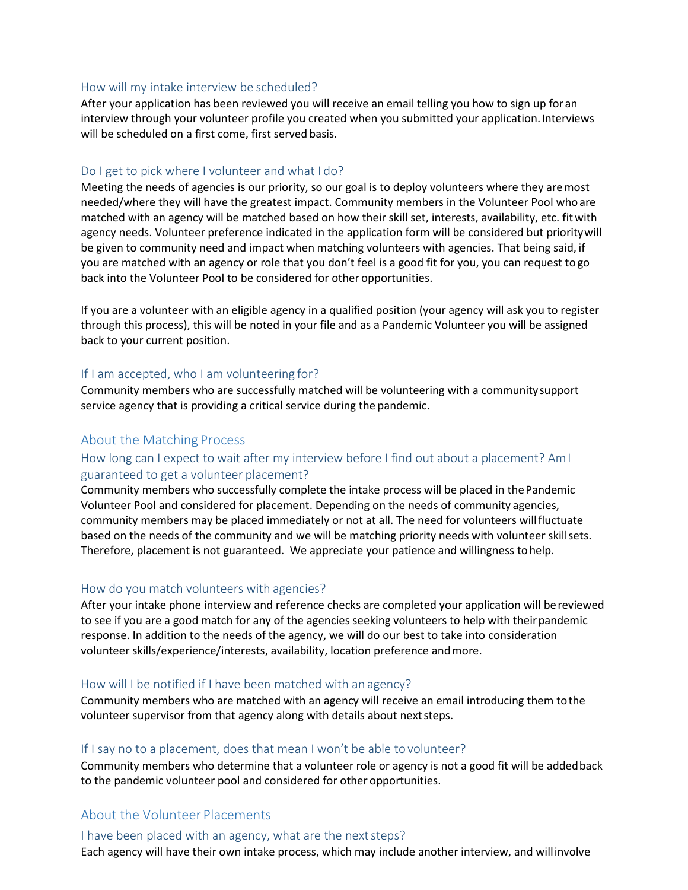### How will my intake interview be scheduled?

After your application has been reviewed you will receive an email telling you how to sign up for an interview through your volunteer profile you created when you submitted your application. Interviews will be scheduled on a first come, first served basis.

### Do I get to pick where I volunteer and what I do?

Meeting the needs of agencies is our priority, so our goal is to deploy volunteers where they are most needed/where they will have the greatest impact. Community members in the Volunteer Pool who are matched with an agency will be matched based on how their skill set, interests, availability, etc. fit with agency needs. Volunteer preference indicated in the application form will be considered but priority will be given to community need and impact when matching volunteers with agencies. That being said, if you are matched with an agency or role that you don't feel is a good fit for you, you can request to go back into the Volunteer Pool to be considered for other opportunities.

If you are a volunteer with an eligible agency in a qualified position (your agency will ask you to register through this process), this will be noted in your file and as a Pandemic Volunteer you will be assigned back to your current position.

### If I am accepted, who I am volunteering for?

Community members who are successfully matched will be volunteering with a community support service agency that is providing a critical service during the pandemic.

## About the Matching Process

### How long can I expect to wait after my interview before I find out about a placement? Am I guaranteed to get a volunteer placement?

Community members who successfully complete the intake process will be placed in the Pandemic Volunteer Pool and considered for placement. Depending on the needs of community agencies, community members may be placed immediately or not at all. The need for volunteers will fluctuate based on the needs of the community and we will be matching priority needs with volunteer skill sets. Therefore, placement is not guaranteed. We appreciate your patience and willingness to help.

### How do you match volunteers with agencies?

After your intake phone interview and reference checks are completed your application will be reviewed to see if you are a good match for any of the agencies seeking volunteers to help with their pandemic response. In addition to the needs of the agency, we will do our best to take into consideration volunteer skills/experience/interests, availability, location preference and more.

### How will I be notified if I have been matched with an agency?

Community members who are matched with an agency will receive an email introducing them to the volunteer supervisor from that agency along with details about next steps.

### If I say no to a placement, does that mean I won't be able to volunteer?

Community members who determine that a volunteer role or agency is not a good fit will be added back to the pandemic volunteer pool and considered for other opportunities.

## About the Volunteer Placements

### I have been placed with an agency, what are the next steps?

Each agency will have their own intake process, which may include another interview, and will involve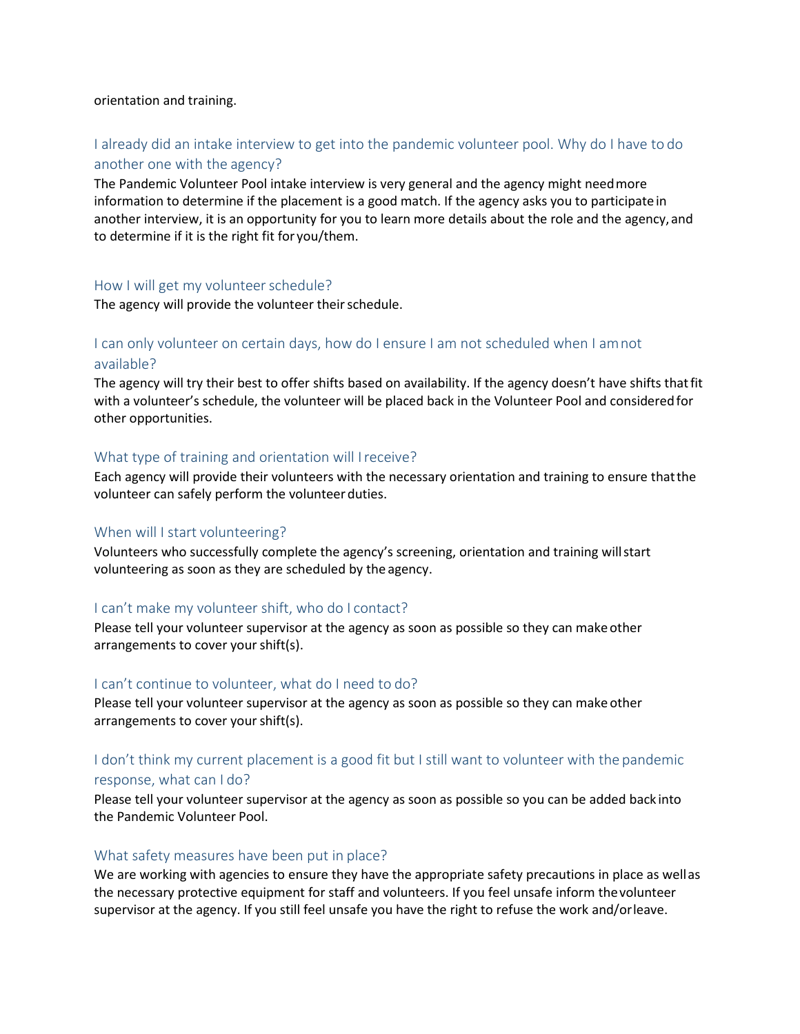orientation and training.

### I already did an intake interview to get into the pandemic volunteer pool. Why do I have to do another one with the agency?

The Pandemic Volunteer Pool intake interview is very general and the agency might need more information to determine if the placement is a good match. If the agency asks you to participate in another interview, it is an opportunity for you to learn more details about the role and the agency, and to determine if it is the right fit for you/them.

### How I will get my volunteer schedule?

The agency will provide the volunteer their schedule.

### I can only volunteer on certain days, how do I ensure I am not scheduled when I am not available?

The agency will try their best to offer shifts based on availability. If the agency doesn't have shifts that fit with a volunteer's schedule, the volunteer will be placed back in the Volunteer Pool and considered for other opportunities.

### What type of training and orientation will I receive?

Each agency will provide their volunteers with the necessary orientation and training to ensure that the volunteer can safely perform the volunteer duties.

### When will I start volunteering?

Volunteers who successfully complete the agency's screening, orientation and training will start volunteering as soon as they are scheduled by the agency.

### I can't make my volunteer shift, who do I contact?

Please tell your volunteer supervisor at the agency as soon as possible so they can make other arrangements to cover your shift(s).

### I can't continue to volunteer, what do I need to do?

Please tell your volunteer supervisor at the agency as soon as possible so they can make other arrangements to cover your shift(s).

### I don't think my current placement is a good fit but I still want to volunteer with the pandemic response, what can I do?

Please tell your volunteer supervisor at the agency as soon as possible so you can be added back into the Pandemic Volunteer Pool.

### What safety measures have been put in place?

We are working with agencies to ensure they have the appropriate safety precautions in place as well as the necessary protective equipment for staff and volunteers. If you feel unsafe inform the volunteer supervisor at the agency. If you still feel unsafe you have the right to refuse the work and/or leave.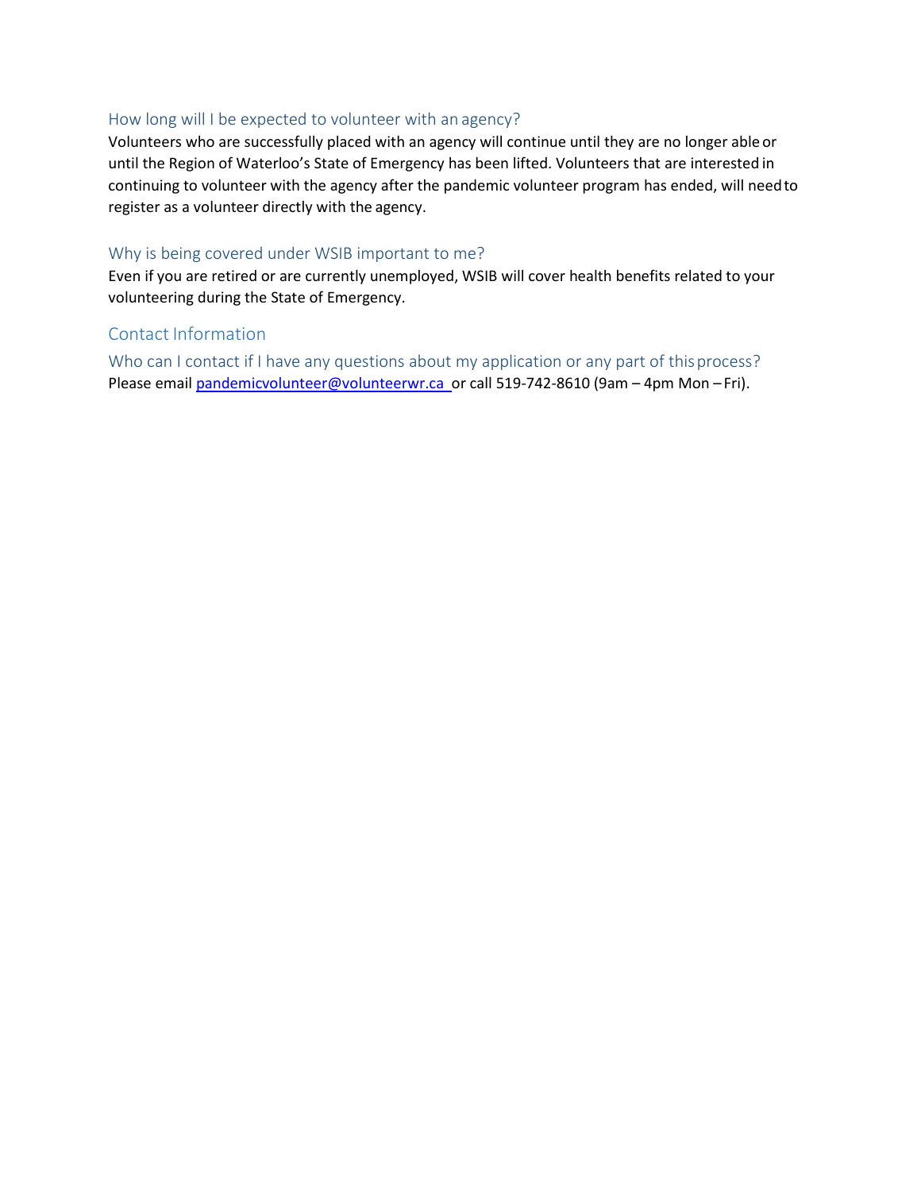### How long will I be expected to volunteer with an agency?

Volunteers who are successfully placed with an agency will continue until they are no longer able or until the Region of Waterloo's State of Emergency has been lifted. Volunteers that are interested in continuing to volunteer with the agency after the pandemic volunteer program has ended, will need to register as a volunteer directly with the agency.

### Why is being covered under WSIB important to me?

Even if you are retired or are currently unemployed, WSIB will cover health benefits related to your volunteering during the State of Emergency.

## Contact Information

### Who can I contact if I have any questions about my application or any part of this process?

Please email pandemicvolunteer@volunteerwr.ca or call 519-742-8610 (9am – 4pm Mon – Fri).